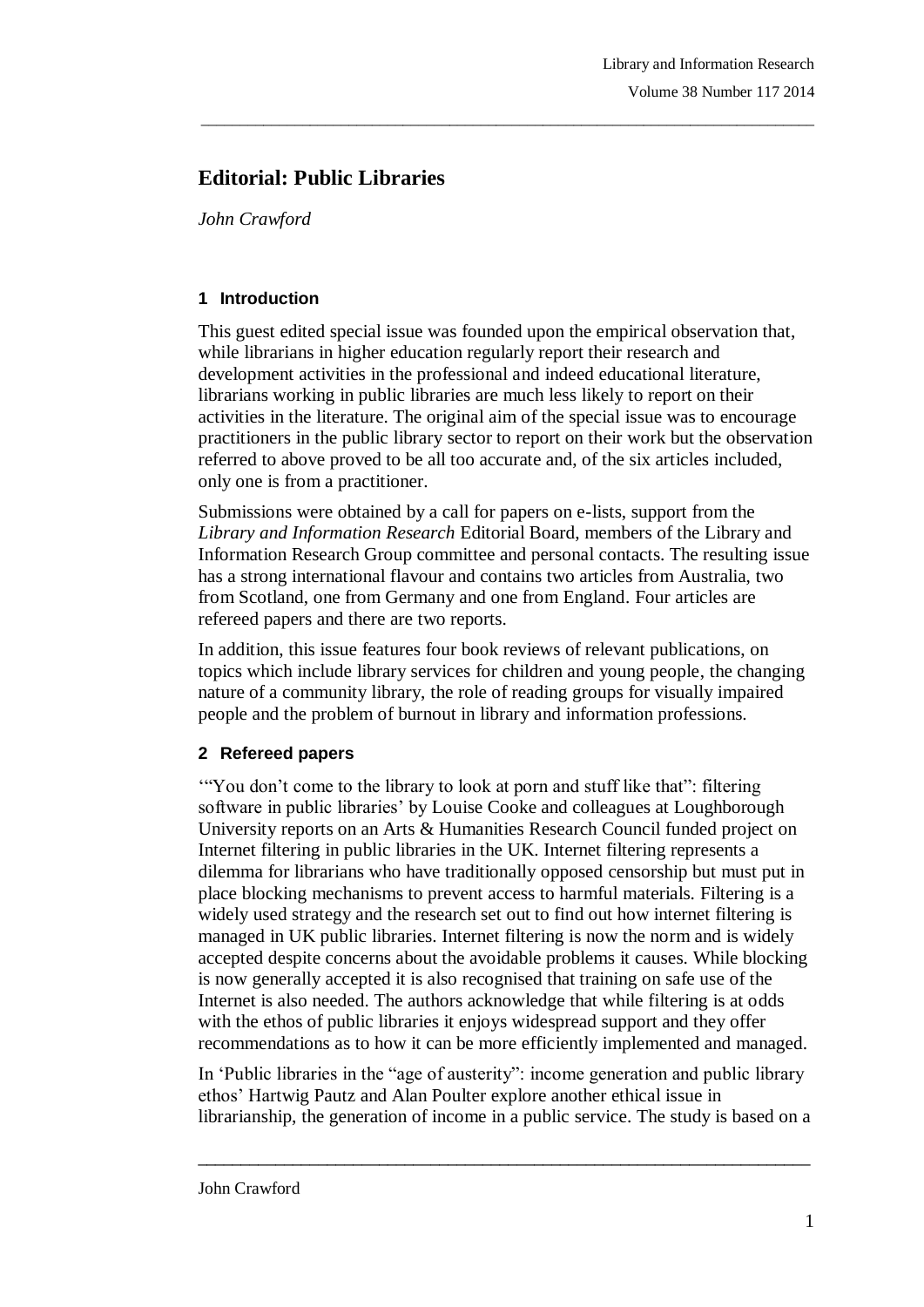# Editorial: Public Libraries

*John Crawford*

## 1 Introduction

This guest edited special issue was founded upon the empirical observation that, while librarians in higher education regularly report their research and development activities in the professional and indeed educational literature, librarians working in public libraries are much less likely to report on their activities in the literature. The original aim of the special issue was to encourage practitioners in the public library sector to report on their work but the observation referred to above proved to be all too accurate and, of the six articles included, only one is from a practitioner.

Submissions were obtained by a call for papers on e-lists, support from the *Library and Information Research* Editorial Board, members of the Library and Information Research Group committee and personal contacts. The resulting issue has a strong international flavour and contains two articles from Australia, two from Scotland, one from Germany and one from England. Four articles are refereed papers and there are two reports.

In addition, this issue features four book reviews of relevant publications, on topics which include library services for children and young people, the changing nature of a community library, the role of reading groups for visually impaired people and the problem of burnout in library and information professions.

## 2 Refereed papers

'"You don't come to the library to look at porn and stuff like that": filtering software in public libraries' by Louise Cooke and colleagues at Loughborough University reports on an Arts & Humanities Research Council funded project on Internet filtering in public libraries in the UK. Internet filtering represents a dilemma for librarians who have traditionally opposed censorship but must put in place blocking mechanisms to prevent access to harmful materials. Filtering is a widely used strategy and the research set out to find out how internet filtering is managed in UK public libraries. Internet filtering is now the norm and is widely accepted despite concerns about the avoidable problems it causes. While blocking is now generally accepted it is also recognised that training on safe use of the Internet is also needed. The authors acknowledge that while filtering is at odds with the ethos of public libraries it enjoys widespread support and they offer recommendations as to how it can be more efficiently implemented and managed.

In 'Public libraries in the "age of austerity": income generation and public library ethos' Hartwig Pautz and Alan Poulter explore another ethical issue in librarianship, the generation of income in a public service. The study is based on a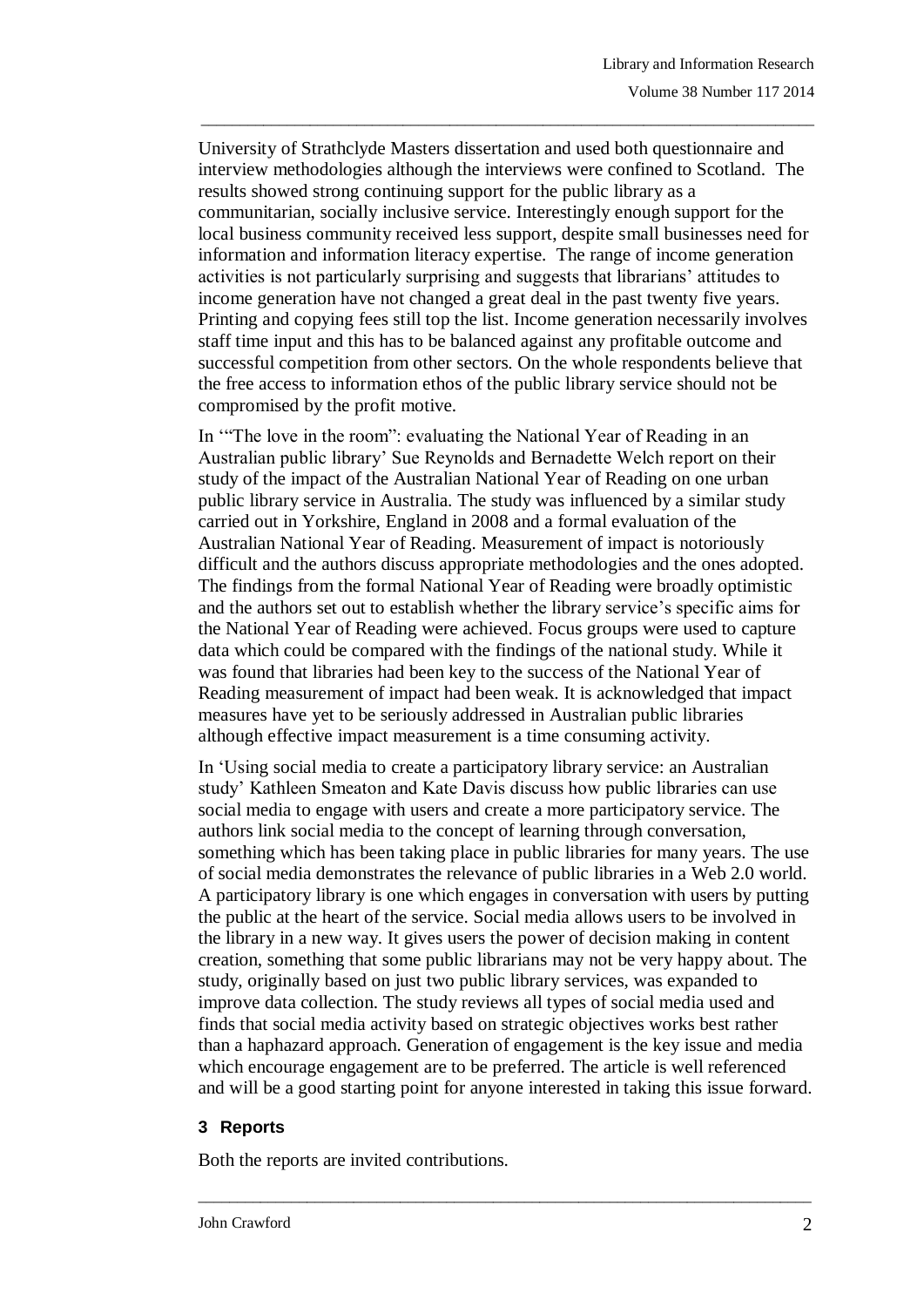University of Strathclyde Masters dissertation and used both questionnaire and interview methodologies although the interviews were confined to Scotland. The results showed strong continuing support for the public library as a communitarian, socially inclusive service. Interestingly enough support for the local business community received less support, despite small businesses need for information and information literacy expertise. The range of income generation activities is not particularly surprising and suggests that librarians' attitudes to income generation have not changed a great deal in the past twenty five years. Printing and copying fees still top the list. Income generation necessarily involves staff time input and this has to be balanced against any profitable outcome and successful competition from other sectors. On the whole respondents believe that the free access to information ethos of the public library service should not be compromised by the profit motive.

In '"The love in the room": evaluating the National Year of Reading in an Australian public library' Sue Reynolds and Bernadette Welch report on their study of the impact of the Australian National Year of Reading on one urban public library service in Australia. The study was influenced by a similar study carried out in Yorkshire, England in 2008 and a formal evaluation of the Australian National Year of Reading. Measurement of impact is notoriously difficult and the authors discuss appropriate methodologies and the ones adopted. The findings from the formal National Year of Reading were broadly optimistic and the authors set out to establish whether the library service's specific aims for the National Year of Reading were achieved. Focus groups were used to capture data which could be compared with the findings of the national study. While it was found that libraries had been key to the success of the National Year of Reading measurement of impact had been weak. It is acknowledged that impact measures have yet to be seriously addressed in Australian public libraries although effective impact measurement is a time consuming activity.

In 'Using social media to create a participatory library service: an Australian study' Kathleen Smeaton and Kate Davis discuss how public libraries can use social media to engage with users and create a more participatory service. The authors link social media to the concept of learning through conversation, something which has been taking place in public libraries for many years. The use of social media demonstrates the relevance of public libraries in a Web 2.0 world. A participatory library is one which engages in conversation with users by putting the public at the heart of the service. Social media allows users to be involved in the library in a new way. It gives users the power of decision making in content creation, something that some public librarians may not be very happy about. The study, originally based on just two public library services, was expanded to improve data collection. The study reviews all types of social media used and finds that social media activity based on strategic objectives works best rather than a haphazard approach. Generation of engagement is the key issue and media which encourage engagement are to be preferred. The article is well referenced and will be a good starting point for anyone interested in taking this issue forward.

## 3 Reports

Both the reports are invited contributions.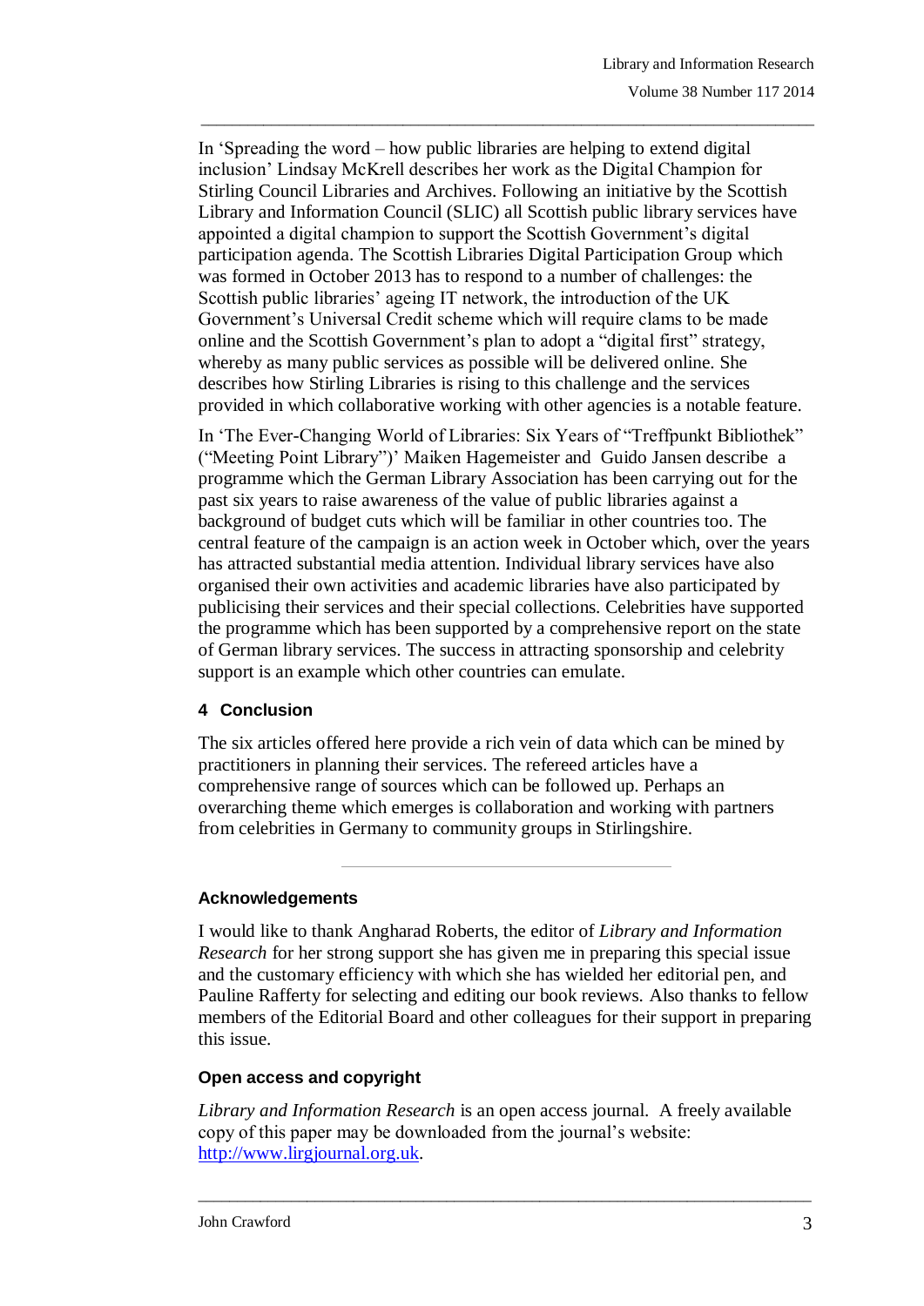In 'Spreading the word – how public libraries are helping to extend digital inclusion' Lindsay McKrell describes her work as the Digital Champion for Stirling Council Libraries and Archives. Following an initiative by the Scottish Library and Information Council (SLIC) all Scottish public library services have appointed a digital champion to support the Scottish Government's digital participation agenda. The Scottish Libraries Digital Participation Group which was formed in October 2013 has to respond to a number of challenges: the Scottish public libraries' ageing IT network, the introduction of the UK Government's Universal Credit scheme which will require clams to be made online and the Scottish Government's plan to adopt a "digital first" strategy, whereby as many public services as possible will be delivered online. She describes how Stirling Libraries is rising to this challenge and the services provided in which collaborative working with other agencies is a notable feature.

In 'The Ever-Changing World of Libraries: Six Years of "Treffpunkt Bibliothek" ("Meeting Point Library")' Maiken Hagemeister and Guido Jansen describe a programme which the German Library Association has been carrying out for the past six years to raise awareness of the value of public libraries against a background of budget cuts which will be familiar in other countries too. The central feature of the campaign is an action week in October which, over the years has attracted substantial media attention. Individual library services have also organised their own activities and academic libraries have also participated by publicising their services and their special collections. Celebrities have supported the programme which has been supported by a comprehensive report on the state of German library services. The success in attracting sponsorship and celebrity support is an example which other countries can emulate.

## 4 Conclusion

The six articles offered here provide a rich vein of data which can be mined by practitioners in planning their services. The refereed articles have a comprehensive range of sources which can be followed up. Perhaps an overarching theme which emerges is collaboration and working with partners from celebrities in Germany to community groups in Stirlingshire.

---

### Acknowledgements

I would like to thank Angharad Roberts, the editor of *Library and Information Research* for her strong support she has given me in preparing this special issue and the customary efficiency with which she has wielded her editorial pen, and Pauline Rafferty for selecting and editing our book reviews. Also thanks to fellow members of the Editorial Board and other colleagues for their support in preparing this issue.

### Open access and copyright

*Library and Information Research* is an open access journal. A freely available copy of this paper may be downloaded from the journal's website: http://www.lirgjournal.org.uk.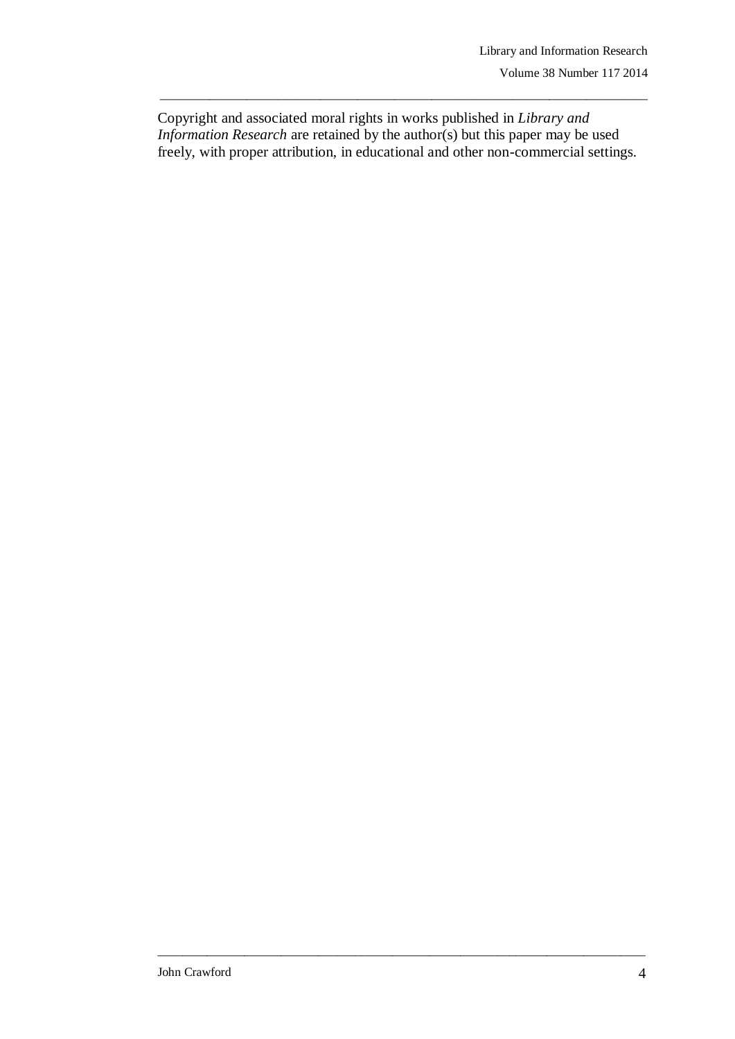Copyright and associated moral rights in works published in *Library and Information Research* are retained by the author(s) but this paper may be used freely, with proper attribution, in educational and other non-commercial settings.